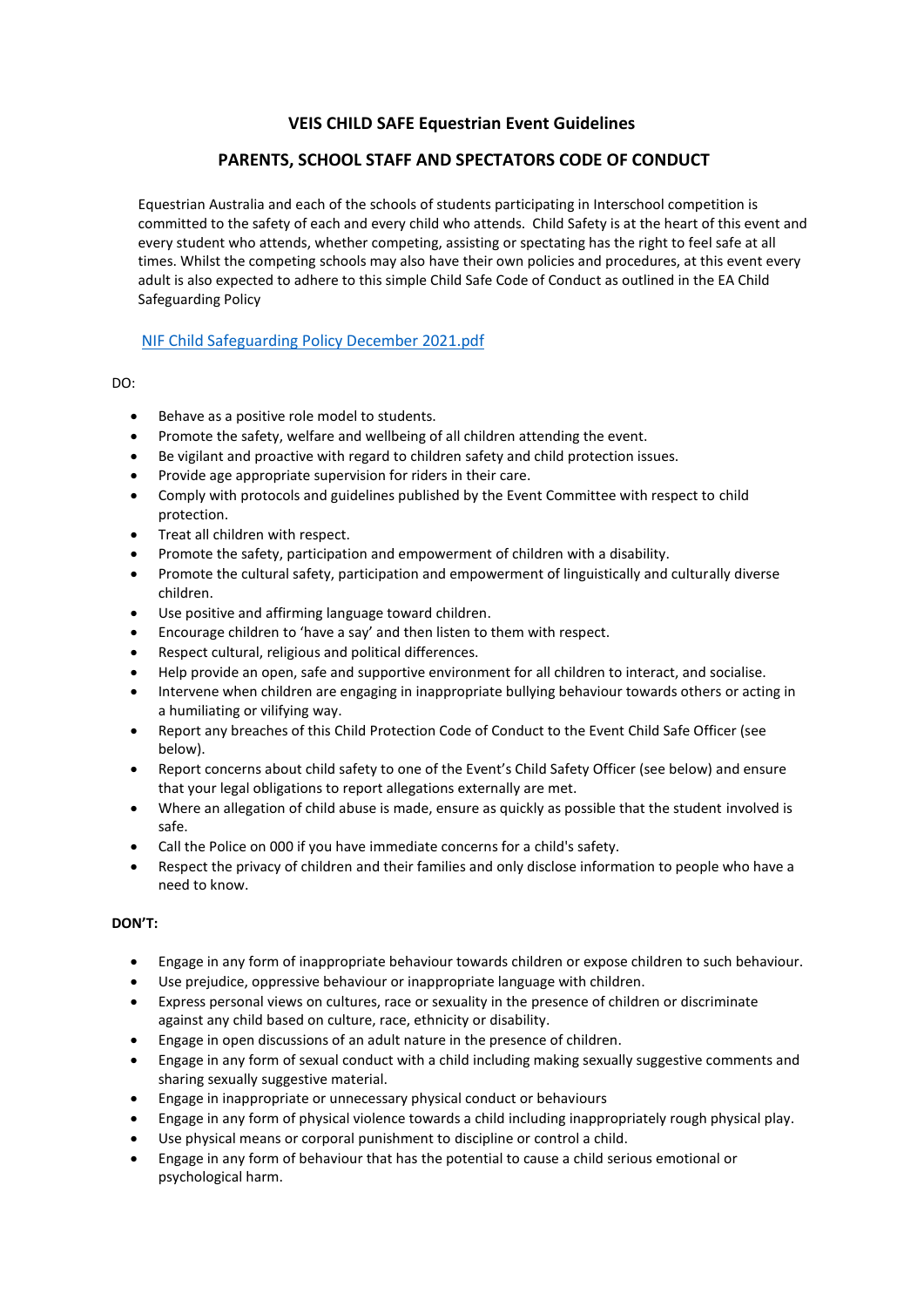# VEIS CHILD SAFE Equestrian Event Guidelines

## PARENTS, SCHOOL STAFF AND SPECTATORS CODE OF CONDUCT

Equestrian Australia and each of the schools of students participating in Interschool competition is committed to the safety of each and every child who attends. Child Safety is at the heart of this event and every student who attends, whether competing, assisting or spectating has the right to feel safe at all times. Whilst the competing schools may also have their own policies and procedures, at this event every adult is also expected to adhere to this simple Child Safe Code of Conduct as outlined in the EA Child Safeguarding Policy

NIF Child Safeguarding Policy December 2021.pdf

DO:

- Behave as a positive role model to students.
- Promote the safety, welfare and wellbeing of all children attending the event.
- Be vigilant and proactive with regard to children safety and child protection issues.
- Provide age appropriate supervision for riders in their care.
- Comply with protocols and guidelines published by the Event Committee with respect to child protection.
- Treat all children with respect.
- Promote the safety, participation and empowerment of children with a disability.
- Promote the cultural safety, participation and empowerment of linguistically and culturally diverse children.
- Use positive and affirming language toward children.
- Encourage children to 'have a say' and then listen to them with respect.
- Respect cultural, religious and political differences.
- Help provide an open, safe and supportive environment for all children to interact, and socialise.
- Intervene when children are engaging in inappropriate bullying behaviour towards others or acting in a humiliating or vilifying way.
- Report any breaches of this Child Protection Code of Conduct to the Event Child Safe Officer (see below).
- Report concerns about child safety to one of the Event's Child Safety Officer (see below) and ensure that your legal obligations to report allegations externally are met.
- Where an allegation of child abuse is made, ensure as quickly as possible that the student involved is safe.
- Call the Police on 000 if you have immediate concerns for a child's safety.
- Respect the privacy of children and their families and only disclose information to people who have a need to know.

**DON'T:**

- Engage in any form of inappropriate behaviour towards children or expose children to such behaviour.
- Use prejudice, oppressive behaviour or inappropriate language with children.
- Express personal views on cultures, race or sexuality in the presence of children or discriminate against any child based on culture, race, ethnicity or disability.
- Engage in open discussions of an adult nature in the presence of children.
- Engage in any form of sexual conduct with a child including making sexually suggestive comments and sharing sexually suggestive material.
- Engage in inappropriate or unnecessary physical conduct or behaviours
- Engage in any form of physical violence towards a child including inappropriately rough physical play.
- Use physical means or corporal punishment to discipline or control a child.
- Engage in any form of behaviour that has the potential to cause a child serious emotional or psychological harm.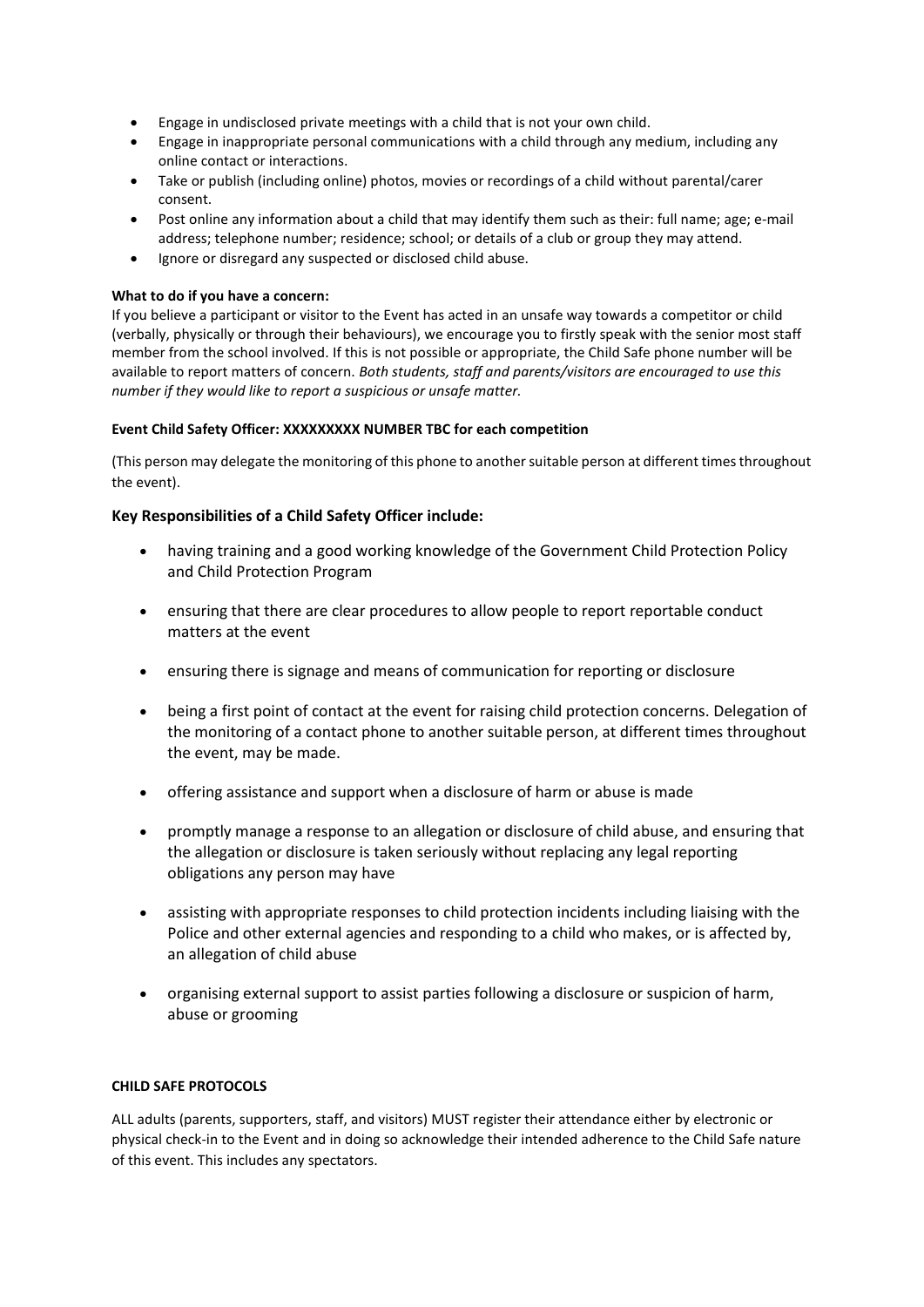- Engage in undisclosed private meetings with a child that is not your own child.
- Engage in inappropriate personal communications with a child through any medium, including any online contact or interactions.
- Take or publish (including online) photos, movies or recordings of a child without parental/carer consent.
- Post online any information about a child that may identify them such as their: full name; age; e-mail address; telephone number; residence; school; or details of a club or group they may attend.
- Ignore or disregard any suspected or disclosed child abuse.

**What to do if you have a concern:**

If you believe a participant or visitor to the Event has acted in an unsafe way towards a competitor or child (verbally, physically or through their behaviours), we encourage you to firstly speak with the senior most staff member from the school involved. If this is not possible or appropriate, the Child Safe phone number will be available to report matters of concern. *Both students, staff and parents/visitors are encouraged to use this number if they would like to report a suspicious or unsafe matter.*

**Event Child Safety Officer: XXXXXXXXX NUMBER TBC for each competition**

(This person may delegate the monitoring of this phone to another suitable person at different times throughout the event).

### Key Responsibilities of a Child Safety Officer include:

- having training and a good working knowledge of the Government Child Protection Policy and Child Protection Program
- ensuring that there are clear procedures to allow people to report reportable conduct matters at the event
- ensuring there is signage and means of communication for reporting or disclosure
- being a first point of contact at the event for raising child protection concerns. Delegation of the monitoring of a contact phone to another suitable person, at different times throughout the event, may be made.
- offering assistance and support when a disclosure of harm or abuse is made
- promptly manage a response to an allegation or disclosure of child abuse, and ensuring that the allegation or disclosure is taken seriously without replacing any legal reporting obligations any person may have
- assisting with appropriate responses to child protection incidents including liaising with the Police and other external agencies and responding to a child who makes, or is affected by, an allegation of child abuse
- organising external support to assist parties following a disclosure or suspicion of harm, abuse or grooming

**CHILD SAFE PROTOCOLS**

ALL adults (parents, supporters, staff, and visitors) MUST register their attendance either by electronic or physical check-in to the Event and in doing so acknowledge their intended adherence to the Child Safe nature of this event. This includes any spectators.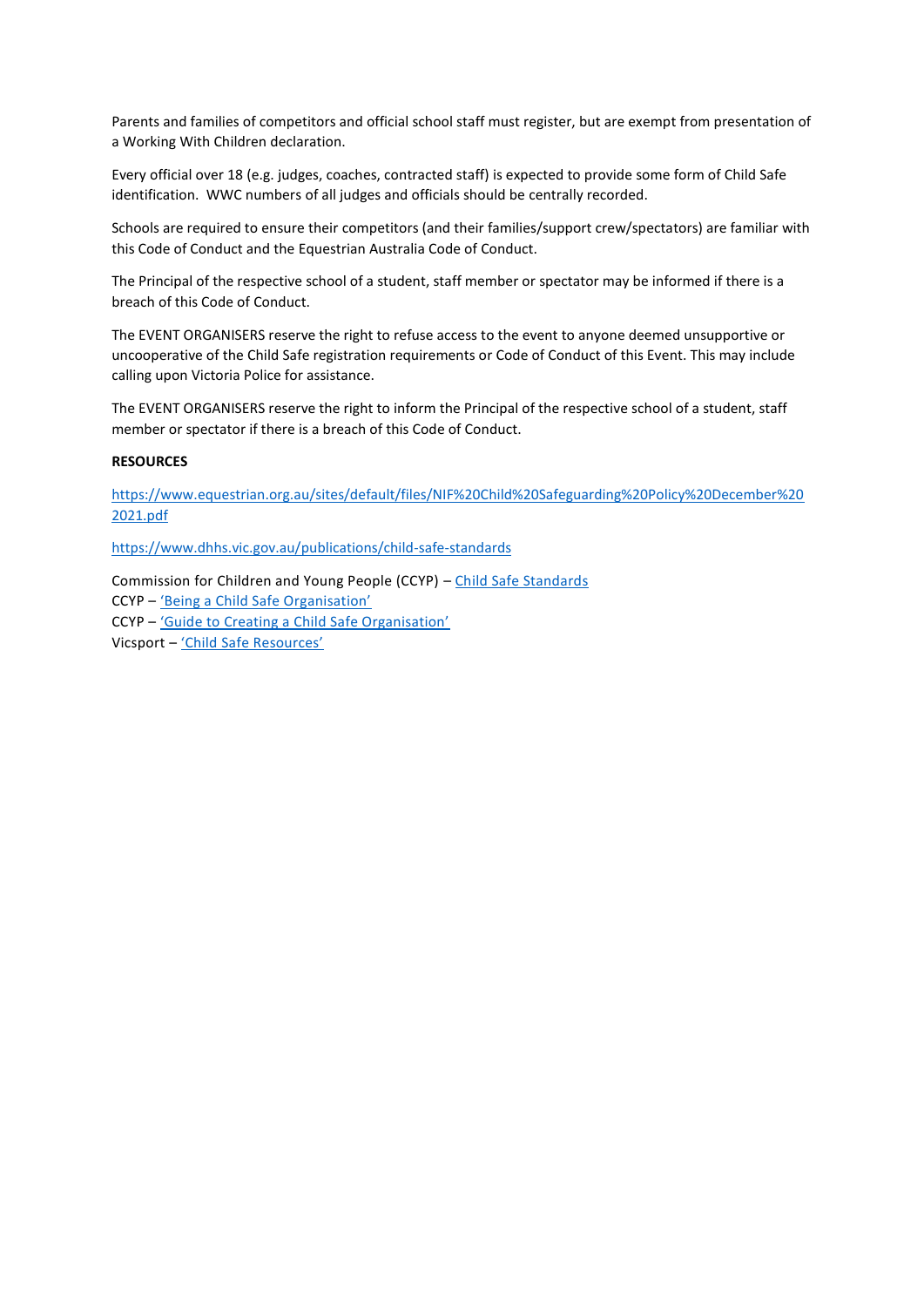Parents and families of competitors and official school staff must register, but are exempt from presentation of a Working With Children declaration.

Every official over 18 (e.g. judges, coaches, contracted staff) is expected to provide some form of Child Safe identification. WWC numbers of all judges and officials should be centrally recorded.

Schools are required to ensure their competitors (and their families/support crew/spectators) are familiar with this Code of Conduct and the Equestrian Australia Code of Conduct.

The Principal of the respective school of a student, staff member or spectator may be informed if there is a breach of this Code of Conduct.

The EVENT ORGANISERS reserve the right to refuse access to the event to anyone deemed unsupportive or uncooperative of the Child Safe registration requirements or Code of Conduct of this Event. This may include calling upon Victoria Police for assistance.

The EVENT ORGANISERS reserve the right to inform the Principal of the respective school of a student, staff member or spectator if there is a breach of this Code of Conduct.

**RESOURCES**

https://www.equestrian.org.au/sites/default/files/NIF%20Child%20Safeguarding%20Policy%20December%202021.pdf

https://www.dhhs.vic.gov.au/publications/child-safe-standards

Commission for Children and Young People (CCYP) – Child Safe Standards
CCYP – 'Being a Child Safe Organisation'
CCYP – 'Guide to Creating a Child Safe Organisation'
Vicsport – 'Child Safe Resources'